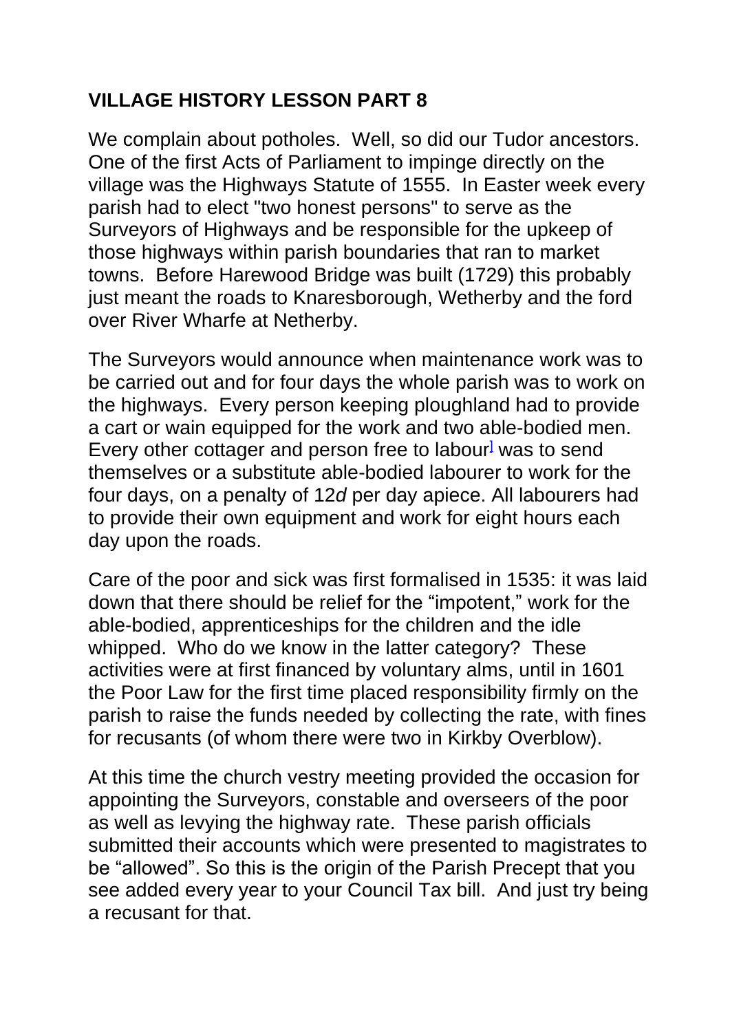## VILLAGE HISTORY LESSON PART 8

We complain about potholes. Well, so did our Tudor ancestors. One of the first Acts of Parliament to impinge directly on the village was the Highways Statute of 1555. In Easter week every parish had to elect "two honest persons" to serve as the Surveyors of Highways and be responsible for the upkeep of those highways within parish boundaries that ran to market towns. Before Harewood Bridge was built (1729) this probably just meant the roads to Knaresborough, Wetherby and the ford over River Wharfe at Netherby.

The Surveyors would announce when maintenance work was to be carried out and for four days the whole parish was to work on the highways. Every person keeping ploughland had to provide a cart or wain equipped for the work and two able-bodied men. Every other cottager and person free to labour[1] was to send themselves or a substitute able-bodied labourer to work for the four days, on a penalty of 12*d* per day apiece. All labourers had to provide their own equipment and work for eight hours each day upon the roads.

Care of the poor and sick was first formalised in 1535: it was laid down that there should be relief for the "impotent," work for the able-bodied, apprenticeships for the children and the idle whipped. Who do we know in the latter category? These activities were at first financed by voluntary alms, until in 1601 the Poor Law for the first time placed responsibility firmly on the parish to raise the funds needed by collecting the rate, with fines for recusants (of whom there were two in Kirkby Overblow).

At this time the church vestry meeting provided the occasion for appointing the Surveyors, constable and overseers of the poor as well as levying the highway rate. These parish officials submitted their accounts which were presented to magistrates to be "allowed". So this is the origin of the Parish Precept that you see added every year to your Council Tax bill. And just try being a recusant for that.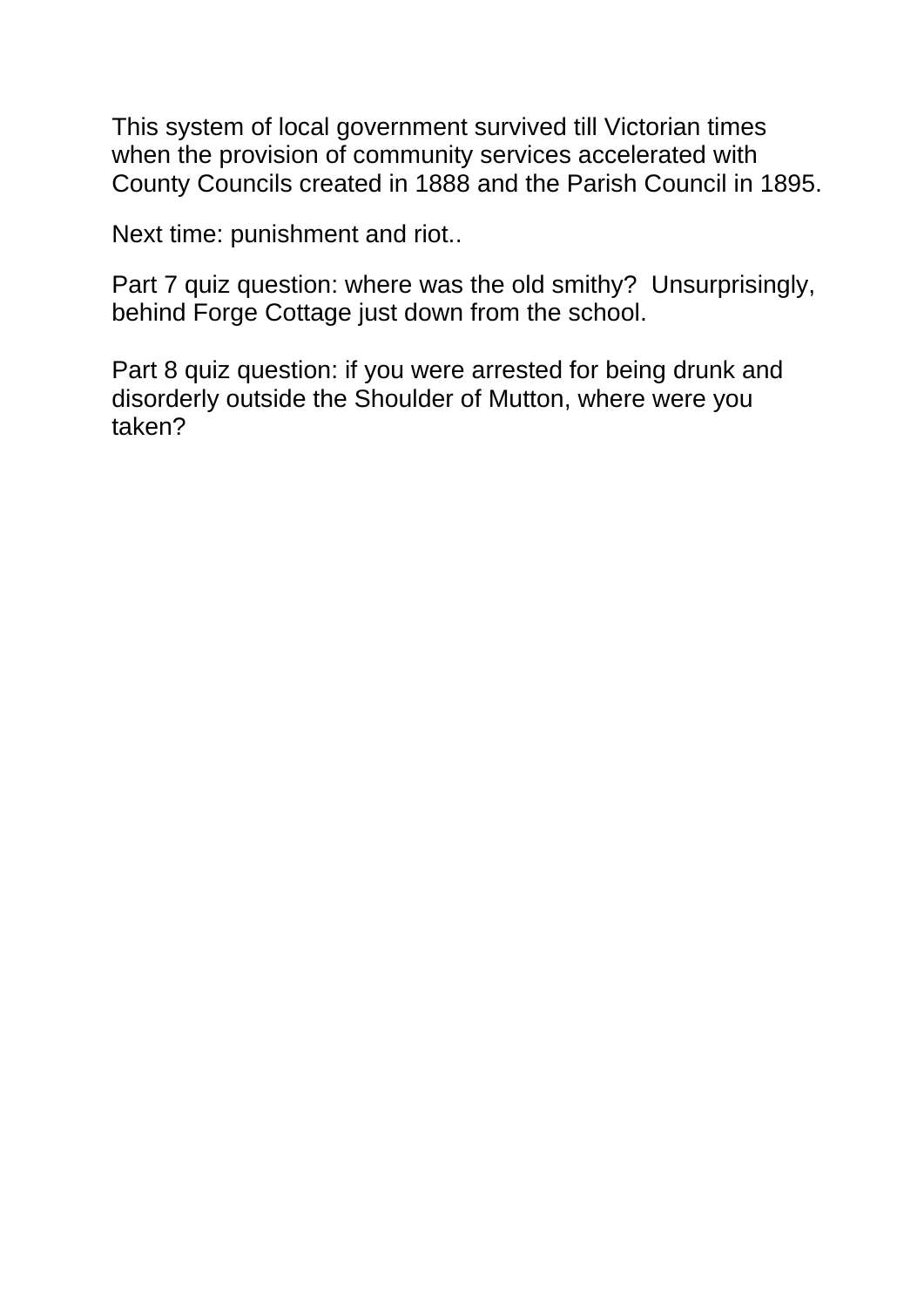This system of local government survived till Victorian times when the provision of community services accelerated with County Councils created in 1888 and the Parish Council in 1895.

Next time: punishment and riot..

Part 7 quiz question: where was the old smithy? Unsurprisingly, behind Forge Cottage just down from the school.

Part 8 quiz question: if you were arrested for being drunk and disorderly outside the Shoulder of Mutton, where were you taken?